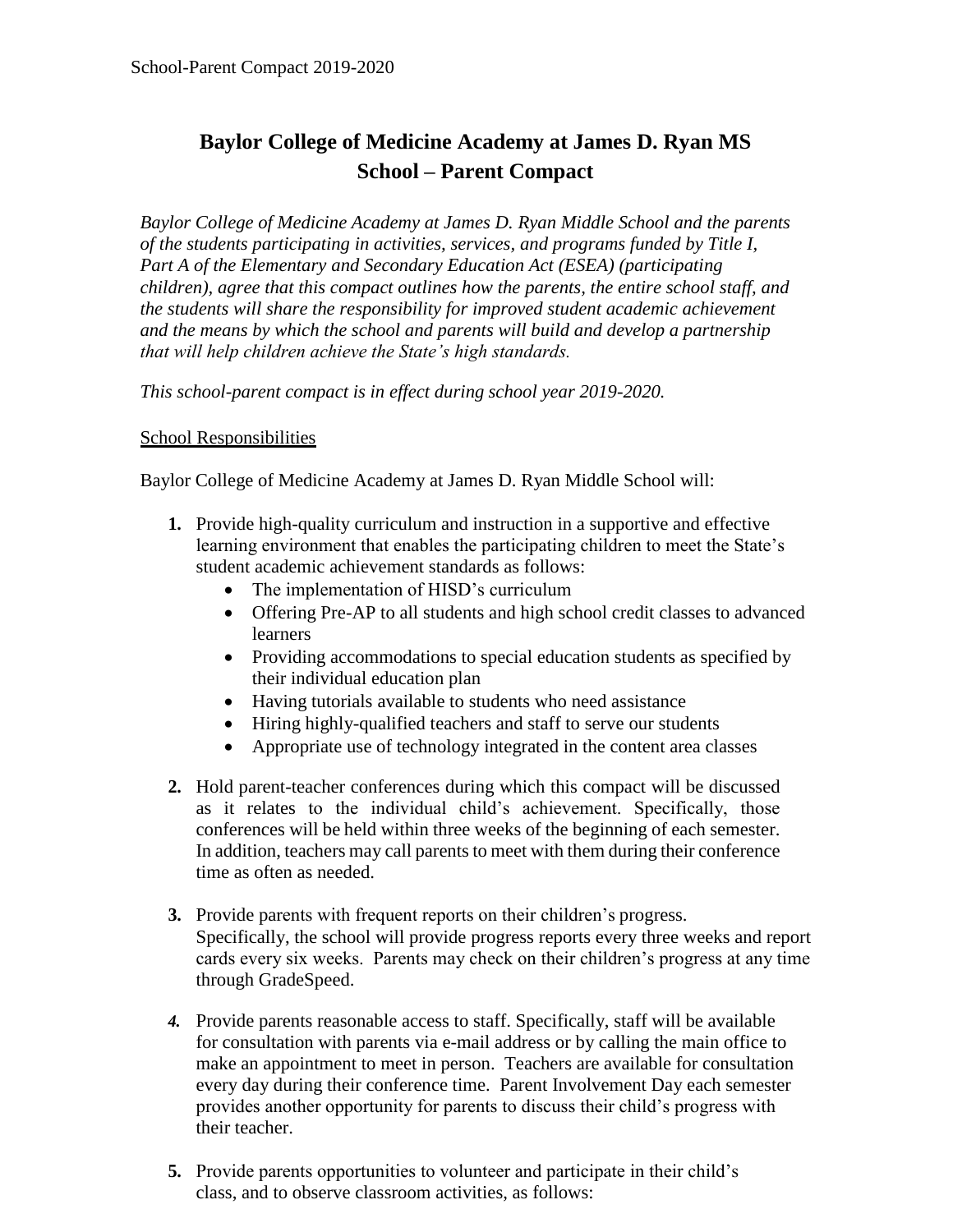# Baylor College of Medicine Academy at James D. Ryan MS
## School – Parent Compact

*Baylor College of Medicine Academy at James D. Ryan Middle School and the parents of the students participating in activities, services, and programs funded by Title I, Part A of the Elementary and Secondary Education Act (ESEA) (participating children), agree that this compact outlines how the parents, the entire school staff, and the students will share the responsibility for improved student academic achievement and the means by which the school and parents will build and develop a partnership that will help children achieve the State's high standards.*

*This school-parent compact is in effect during school year 2019-2020.*

<u>School Responsibilities</u>

Baylor College of Medicine Academy at James D. Ryan Middle School will:

1. Provide high-quality curriculum and instruction in a supportive and effective learning environment that enables the participating children to meet the State's student academic achievement standards as follows:
   - The implementation of HISD's curriculum
   - Offering Pre-AP to all students and high school credit classes to advanced learners
   - Providing accommodations to special education students as specified by their individual education plan
   - Having tutorials available to students who need assistance
   - Hiring highly-qualified teachers and staff to serve our students
   - Appropriate use of technology integrated in the content area classes

2. Hold parent-teacher conferences during which this compact will be discussed as it relates to the individual child's achievement. Specifically, those conferences will be held within three weeks of the beginning of each semester. In addition, teachers may call parents to meet with them during their conference time as often as needed.

3. Provide parents with frequent reports on their children's progress. Specifically, the school will provide progress reports every three weeks and report cards every six weeks. Parents may check on their children's progress at any time through GradeSpeed.

4. Provide parents reasonable access to staff. Specifically, staff will be available for consultation with parents via e-mail address or by calling the main office to make an appointment to meet in person. Teachers are available for consultation every day during their conference time. Parent Involvement Day each semester provides another opportunity for parents to discuss their child's progress with their teacher.

5. Provide parents opportunities to volunteer and participate in their child's class, and to observe classroom activities, as follows: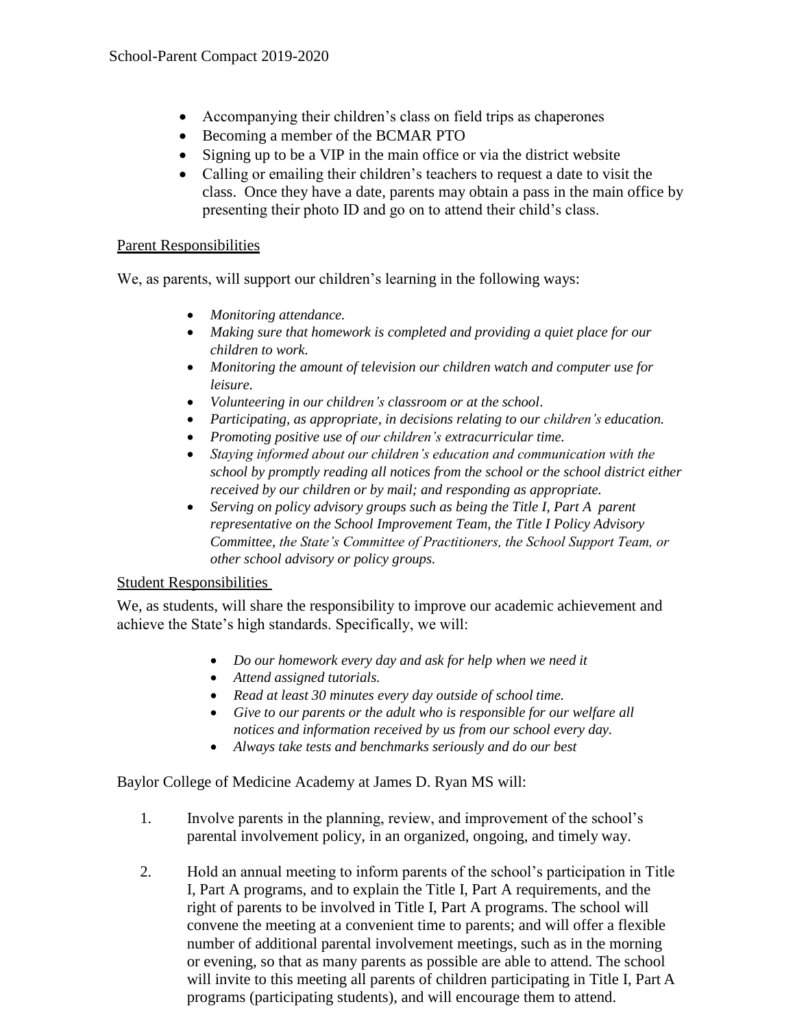- Accompanying their children's class on field trips as chaperones
- Becoming a member of the BCMAR PTO
- Signing up to be a VIP in the main office or via the district website
- Calling or emailing their children's teachers to request a date to visit the class. Once they have a date, parents may obtain a pass in the main office by presenting their photo ID and go on to attend their child's class.

<u>Parent Responsibilities</u>

We, as parents, will support our children's learning in the following ways:

- *Monitoring attendance.*
- *Making sure that homework is completed and providing a quiet place for our children to work.*
- *Monitoring the amount of television our children watch and computer use for leisure.*
- *Volunteering in our children's classroom or at the school.*
- *Participating, as appropriate, in decisions relating to our children's education.*
- *Promoting positive use of our children's extracurricular time.*
- *Staying informed about our children's education and communication with the school by promptly reading all notices from the school or the school district either received by our children or by mail; and responding as appropriate.*
- *Serving on policy advisory groups such as being the Title I, Part A parent representative on the School Improvement Team, the Title I Policy Advisory Committee, the State's Committee of Practitioners, the School Support Team, or other school advisory or policy groups.*

<u>Student Responsibilities</u>

We, as students, will share the responsibility to improve our academic achievement and achieve the State's high standards. Specifically, we will:

- *Do our homework every day and ask for help when we need it*
- *Attend assigned tutorials.*
- *Read at least 30 minutes every day outside of school time.*
- *Give to our parents or the adult who is responsible for our welfare all notices and information received by us from our school every day.*
- *Always take tests and benchmarks seriously and do our best*

Baylor College of Medicine Academy at James D. Ryan MS will:

1. Involve parents in the planning, review, and improvement of the school's parental involvement policy, in an organized, ongoing, and timely way.

2. Hold an annual meeting to inform parents of the school's participation in Title I, Part A programs, and to explain the Title I, Part A requirements, and the right of parents to be involved in Title I, Part A programs. The school will convene the meeting at a convenient time to parents; and will offer a flexible number of additional parental involvement meetings, such as in the morning or evening, so that as many parents as possible are able to attend. The school will invite to this meeting all parents of children participating in Title I, Part A programs (participating students), and will encourage them to attend.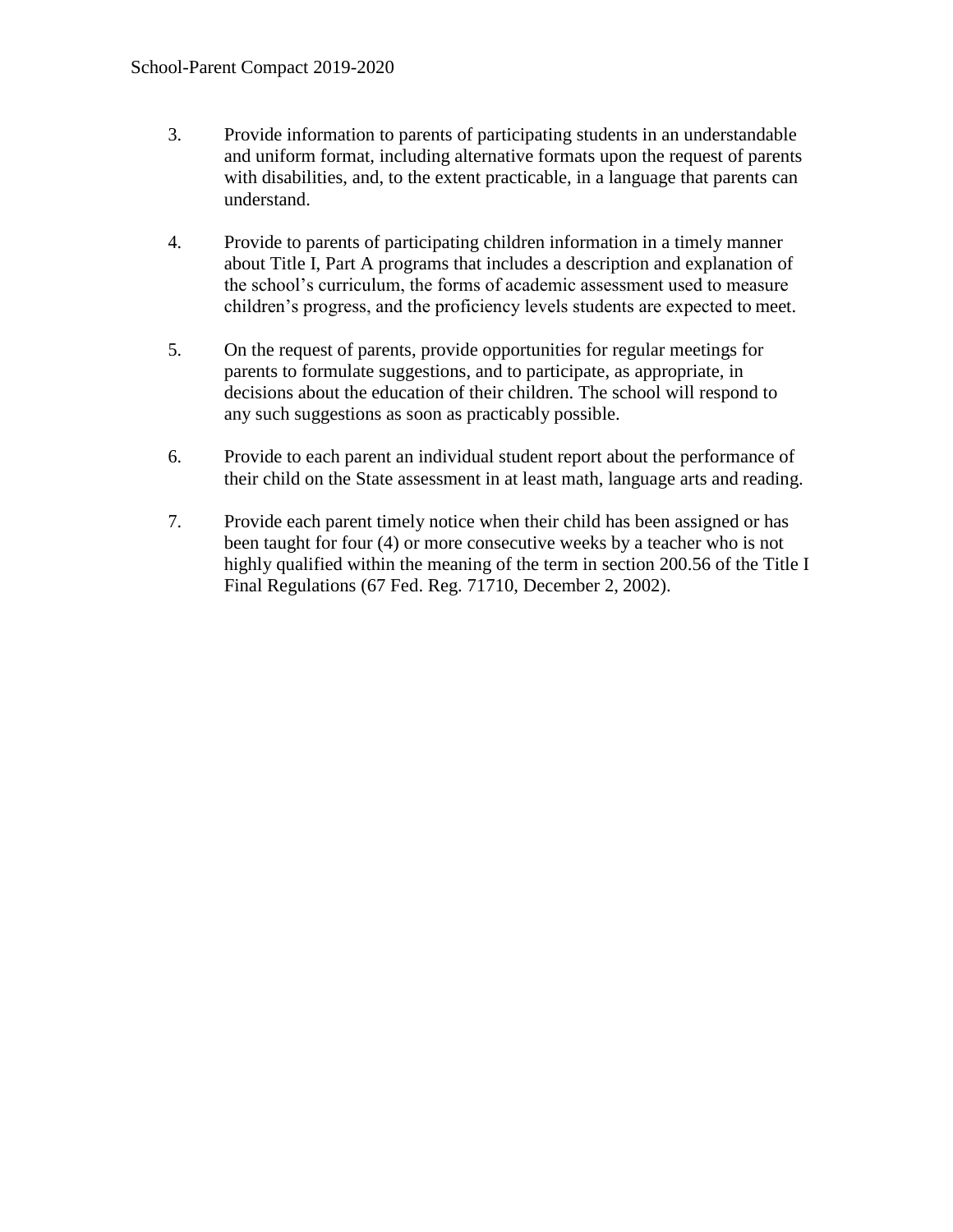3. Provide information to parents of participating students in an understandable and uniform format, including alternative formats upon the request of parents with disabilities, and, to the extent practicable, in a language that parents can understand.

4. Provide to parents of participating children information in a timely manner about Title I, Part A programs that includes a description and explanation of the school's curriculum, the forms of academic assessment used to measure children's progress, and the proficiency levels students are expected to meet.

5. On the request of parents, provide opportunities for regular meetings for parents to formulate suggestions, and to participate, as appropriate, in decisions about the education of their children. The school will respond to any such suggestions as soon as practicably possible.

6. Provide to each parent an individual student report about the performance of their child on the State assessment in at least math, language arts and reading.

7. Provide each parent timely notice when their child has been assigned or has been taught for four (4) or more consecutive weeks by a teacher who is not highly qualified within the meaning of the term in section 200.56 of the Title I Final Regulations (67 Fed. Reg. 71710, December 2, 2002).